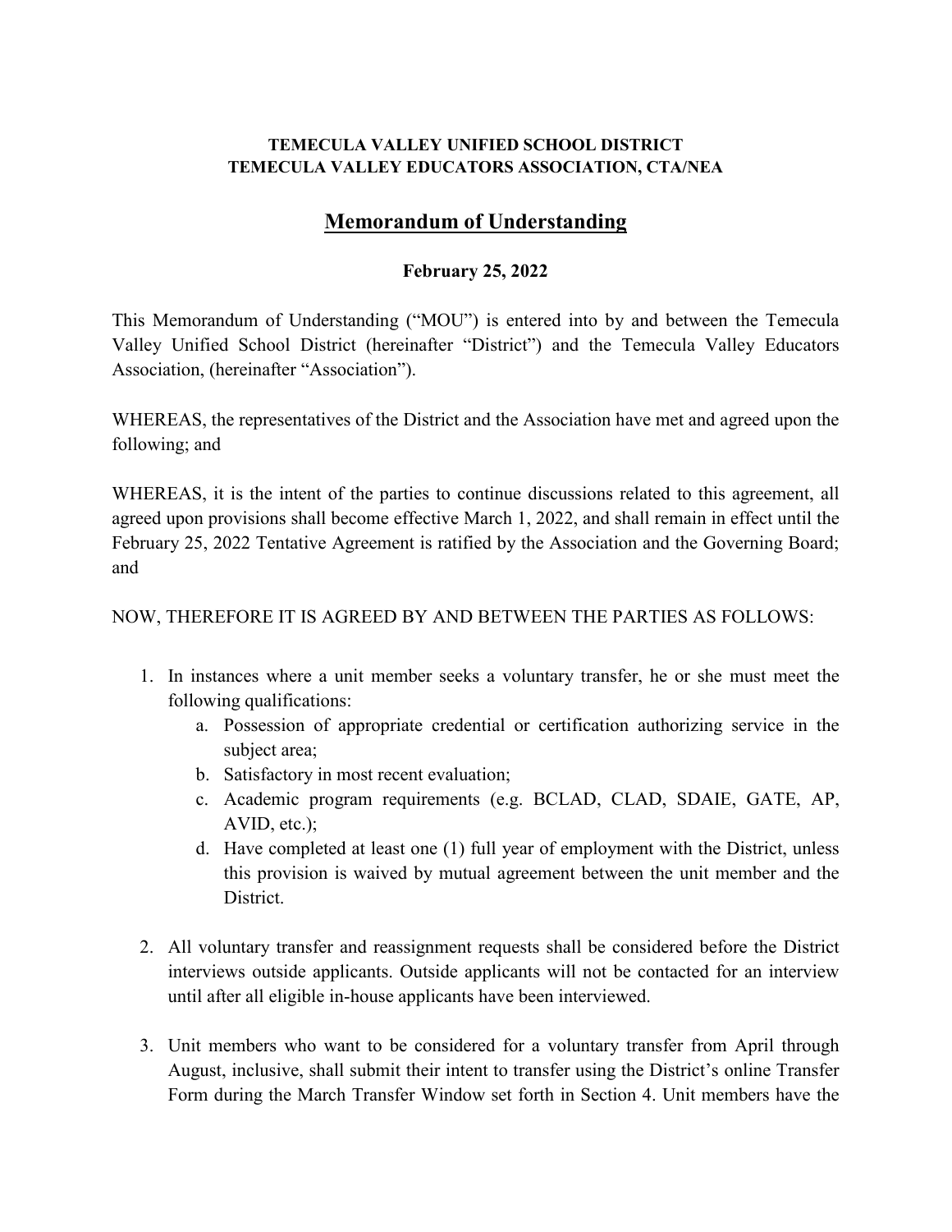**TEMECULA VALLEY UNIFIED SCHOOL DISTRICT**
**TEMECULA VALLEY EDUCATORS ASSOCIATION, CTA/NEA**

# Memorandum of Understanding

**February 25, 2022**

This Memorandum of Understanding ("MOU") is entered into by and between the Temecula Valley Unified School District (hereinafter "District") and the Temecula Valley Educators Association, (hereinafter "Association").

WHEREAS, the representatives of the District and the Association have met and agreed upon the following; and

WHEREAS, it is the intent of the parties to continue discussions related to this agreement, all agreed upon provisions shall become effective March 1, 2022, and shall remain in effect until the February 25, 2022 Tentative Agreement is ratified by the Association and the Governing Board; and

NOW, THEREFORE IT IS AGREED BY AND BETWEEN THE PARTIES AS FOLLOWS:

1. In instances where a unit member seeks a voluntary transfer, he or she must meet the following qualifications:
   a. Possession of appropriate credential or certification authorizing service in the subject area;
   b. Satisfactory in most recent evaluation;
   c. Academic program requirements (e.g. BCLAD, CLAD, SDAIE, GATE, AP, AVID, etc.);
   d. Have completed at least one (1) full year of employment with the District, unless this provision is waived by mutual agreement between the unit member and the District.

2. All voluntary transfer and reassignment requests shall be considered before the District interviews outside applicants. Outside applicants will not be contacted for an interview until after all eligible in-house applicants have been interviewed.

3. Unit members who want to be considered for a voluntary transfer from April through August, inclusive, shall submit their intent to transfer using the District's online Transfer Form during the March Transfer Window set forth in Section 4. Unit members have the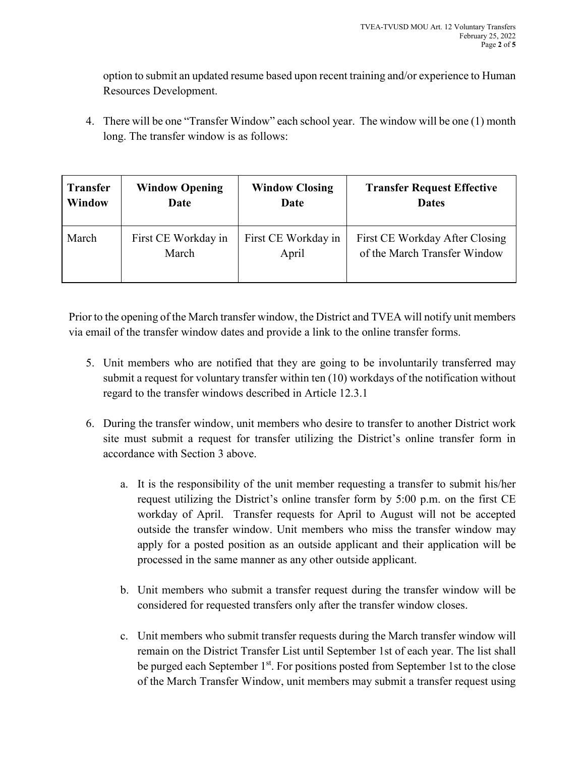option to submit an updated resume based upon recent training and/or experience to Human Resources Development.

4. There will be one "Transfer Window" each school year. The window will be one (1) month long. The transfer window is as follows:

| Transfer Window | Window Opening Date | Window Closing Date | Transfer Request Effective Dates |
|---|---|---|---|
| March | First CE Workday in March | First CE Workday in April | First CE Workday After Closing of the March Transfer Window |

Prior to the opening of the March transfer window, the District and TVEA will notify unit members via email of the transfer window dates and provide a link to the online transfer forms.

5. Unit members who are notified that they are going to be involuntarily transferred may submit a request for voluntary transfer within ten (10) workdays of the notification without regard to the transfer windows described in Article 12.3.1

6. During the transfer window, unit members who desire to transfer to another District work site must submit a request for transfer utilizing the District's online transfer form in accordance with Section 3 above.

    a. It is the responsibility of the unit member requesting a transfer to submit his/her request utilizing the District's online transfer form by 5:00 p.m. on the first CE workday of April. Transfer requests for April to August will not be accepted outside the transfer window. Unit members who miss the transfer window may apply for a posted position as an outside applicant and their application will be processed in the same manner as any other outside applicant.

    b. Unit members who submit a transfer request during the transfer window will be considered for requested transfers only after the transfer window closes.

    c. Unit members who submit transfer requests during the March transfer window will remain on the District Transfer List until September 1st of each year. The list shall be purged each September 1st. For positions posted from September 1st to the close of the March Transfer Window, unit members may submit a transfer request using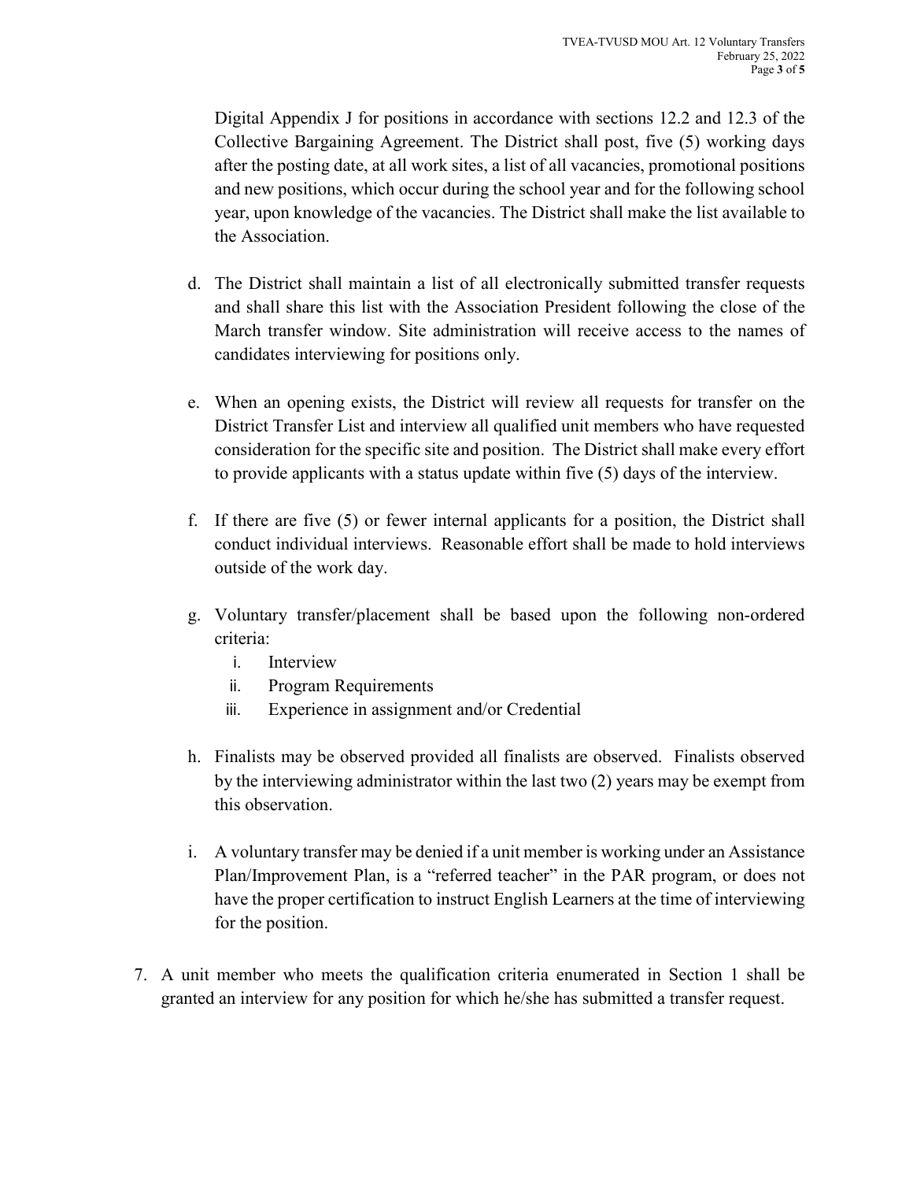Digital Appendix J for positions in accordance with sections 12.2 and 12.3 of the Collective Bargaining Agreement. The District shall post, five (5) working days after the posting date, at all work sites, a list of all vacancies, promotional positions and new positions, which occur during the school year and for the following school year, upon knowledge of the vacancies. The District shall make the list available to the Association.

d. The District shall maintain a list of all electronically submitted transfer requests and shall share this list with the Association President following the close of the March transfer window. Site administration will receive access to the names of candidates interviewing for positions only.

e. When an opening exists, the District will review all requests for transfer on the District Transfer List and interview all qualified unit members who have requested consideration for the specific site and position. The District shall make every effort to provide applicants with a status update within five (5) days of the interview.

f. If there are five (5) or fewer internal applicants for a position, the District shall conduct individual interviews. Reasonable effort shall be made to hold interviews outside of the work day.

g. Voluntary transfer/placement shall be based upon the following non-ordered criteria:
   i. Interview
   ii. Program Requirements
   iii. Experience in assignment and/or Credential

h. Finalists may be observed provided all finalists are observed. Finalists observed by the interviewing administrator within the last two (2) years may be exempt from this observation.

i. A voluntary transfer may be denied if a unit member is working under an Assistance Plan/Improvement Plan, is a "referred teacher" in the PAR program, or does not have the proper certification to instruct English Learners at the time of interviewing for the position.

7. A unit member who meets the qualification criteria enumerated in Section 1 shall be granted an interview for any position for which he/she has submitted a transfer request.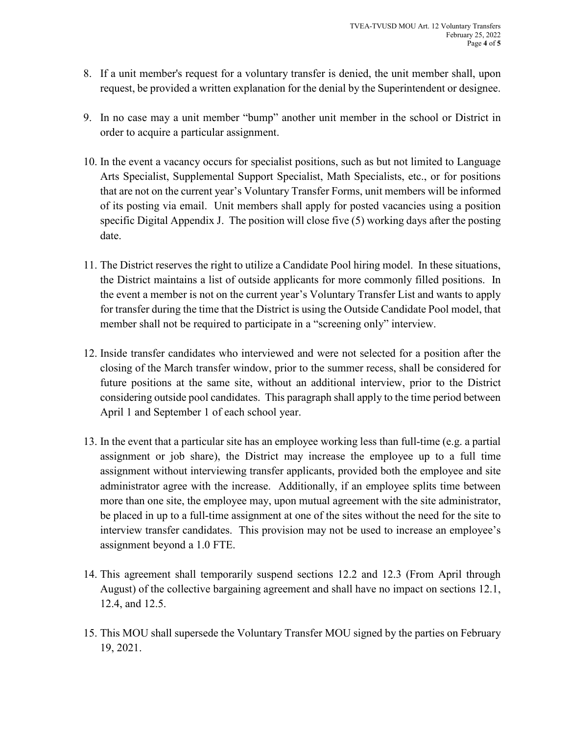8. If a unit member's request for a voluntary transfer is denied, the unit member shall, upon request, be provided a written explanation for the denial by the Superintendent or designee.

9. In no case may a unit member "bump" another unit member in the school or District in order to acquire a particular assignment.

10. In the event a vacancy occurs for specialist positions, such as but not limited to Language Arts Specialist, Supplemental Support Specialist, Math Specialists, etc., or for positions that are not on the current year's Voluntary Transfer Forms, unit members will be informed of its posting via email. Unit members shall apply for posted vacancies using a position specific Digital Appendix J. The position will close five (5) working days after the posting date.

11. The District reserves the right to utilize a Candidate Pool hiring model. In these situations, the District maintains a list of outside applicants for more commonly filled positions. In the event a member is not on the current year's Voluntary Transfer List and wants to apply for transfer during the time that the District is using the Outside Candidate Pool model, that member shall not be required to participate in a "screening only" interview.

12. Inside transfer candidates who interviewed and were not selected for a position after the closing of the March transfer window, prior to the summer recess, shall be considered for future positions at the same site, without an additional interview, prior to the District considering outside pool candidates. This paragraph shall apply to the time period between April 1 and September 1 of each school year.

13. In the event that a particular site has an employee working less than full-time (e.g. a partial assignment or job share), the District may increase the employee up to a full time assignment without interviewing transfer applicants, provided both the employee and site administrator agree with the increase. Additionally, if an employee splits time between more than one site, the employee may, upon mutual agreement with the site administrator, be placed in up to a full-time assignment at one of the sites without the need for the site to interview transfer candidates. This provision may not be used to increase an employee's assignment beyond a 1.0 FTE.

14. This agreement shall temporarily suspend sections 12.2 and 12.3 (From April through August) of the collective bargaining agreement and shall have no impact on sections 12.1, 12.4, and 12.5.

15. This MOU shall supersede the Voluntary Transfer MOU signed by the parties on February 19, 2021.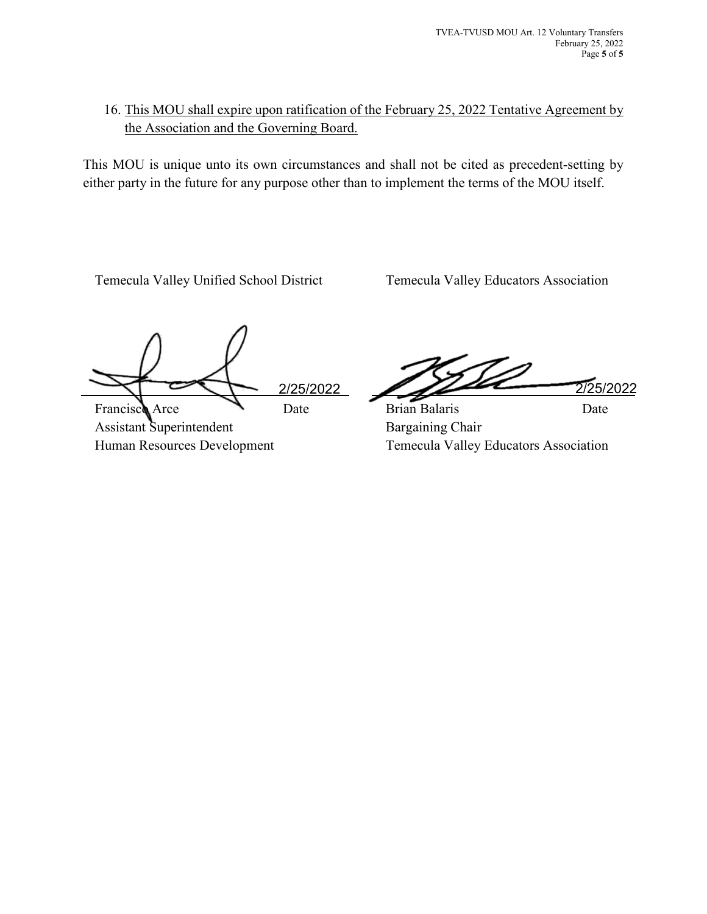16. <u>This MOU shall expire upon ratification of the February 25, 2022 Tentative Agreement by the Association and the Governing Board.</u>

This MOU is unique unto its own circumstances and shall not be cited as precedent-setting by either party in the future for any purpose other than to implement the terms of the MOU itself.

| Temecula Valley Unified School District | | Temecula Valley Educators Association | |
|---|---|---|---|
| 2/25/2022 | | 2/25/2022 | |
| Francisco Arce | Date | Brian Balaris | Date |
| Assistant Superintendent | | Bargaining Chair | |
| Human Resources Development | | Temecula Valley Educators Association | |